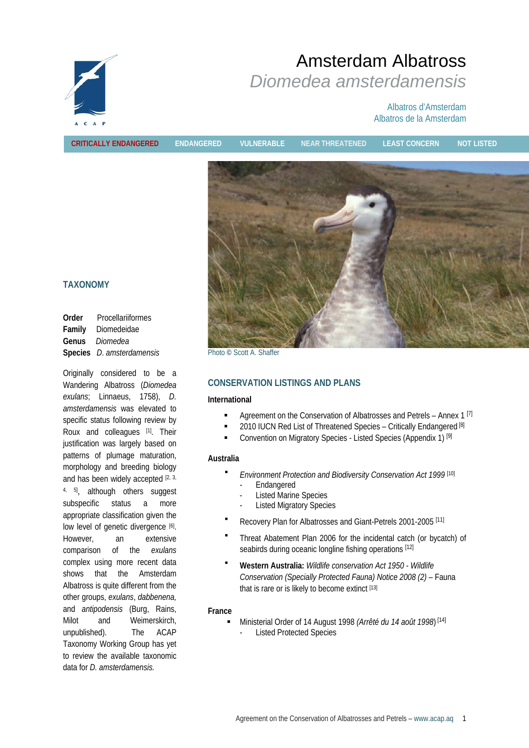# Amsterdam Albatross

*Diomedea amsterdamensis*

Albatros d'Amsterdam

Albatros de la Amsterdam

**CRITICALLY ENDANGERED** | ENDANGERED | VULNERABLE | NEAR THREATENED | LEAST CONCERN | NOT LISTED

Photo © Scott A. Shaffer

## TAXONOMY

**Order** Procellariiformes
**Family** Diomedeidae
**Genus** *Diomedea*
**Species** *D. amsterdamensis*

Originally considered to be a Wandering Albatross (*Diomedea exulans*; Linnaeus, 1758), *D. amsterdamensis* was elevated to specific status following review by Roux and colleagues [1]. Their justification was largely based on patterns of plumage maturation, morphology and breeding biology and has been widely accepted [2, 3, 4, 5], although others suggest subspecific status a more appropriate classification given the low level of genetic divergence [6]. However, an extensive comparison of the *exulans* complex using more recent data shows that the Amsterdam Albatross is quite different from the other groups, *exulans*, *dabbenena*, and *antipodensis* (Burg, Rains, Milot and Weimerskirch, unpublished). The ACAP Taxonomy Working Group has yet to review the available taxonomic data for *D. amsterdamensis.*

## CONSERVATION LISTINGS AND PLANS

### International

- Agreement on the Conservation of Albatrosses and Petrels – Annex 1 [7]
- 2010 IUCN Red List of Threatened Species – Critically Endangered [8]
- Convention on Migratory Species - Listed Species (Appendix 1) [9]

### Australia

- *Environment Protection and Biodiversity Conservation Act 1999* [10]
  - Endangered
  - Listed Marine Species
  - Listed Migratory Species
- Recovery Plan for Albatrosses and Giant-Petrels 2001-2005 [11]
- Threat Abatement Plan 2006 for the incidental catch (or bycatch) of seabirds during oceanic longline fishing operations [12]
- **Western Australia:** *Wildlife conservation Act 1950 - Wildlife Conservation (Specially Protected Fauna) Notice 2008 (2)* – Fauna that is rare or is likely to become extinct [13]

### France

- Ministerial Order of 14 August 1998 *(Arrêté du 14 août 1998)* [14]
  - Listed Protected Species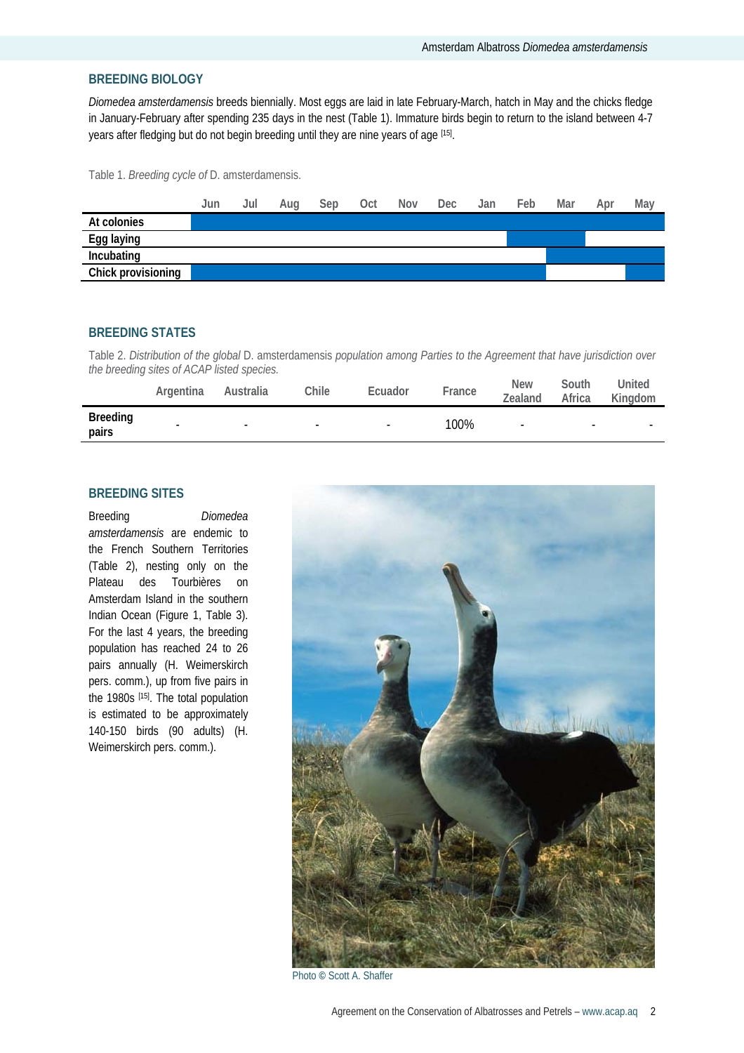## BREEDING BIOLOGY

*Diomedea amsterdamensis* breeds biennially. Most eggs are laid in late February-March, hatch in May and the chicks fledge in January-February after spending 235 days in the nest (Table 1). Immature birds begin to return to the island between 4-7 years after fledging but do not begin breeding until they are nine years of age [15].

Table 1. *Breeding cycle of* D. amsterdamensis.

| | Jun | Jul | Aug | Sep | Oct | Nov | Dec | Jan | Feb | Mar | Apr | May |
|---|---|---|---|---|---|---|---|---|---|---|---|---|
| **At colonies** | ■ | ■ | ■ | ■ | ■ | ■ | ■ | ■ | ■ | ■ | ■ | ■ |
| **Egg laying** | | | | | | | | | ■ | ■ | | |
| **Incubating** | | | | | | | | | | ■ | ■ | ■ |
| **Chick provisioning** | ■ | ■ | ■ | ■ | ■ | ■ | ■ | ■ | ■ | | | ■ |

## BREEDING STATES

Table 2. *Distribution of the global* D. amsterdamensis *population among Parties to the Agreement that have jurisdiction over the breeding sites of ACAP listed species.*

| | Argentina | Australia | Chile | Ecuador | France | New Zealand | South Africa | United Kingdom |
|---|---|---|---|---|---|---|---|---|
| **Breeding pairs** | - | - | - | - | 100% | - | - | - |

## BREEDING SITES

Breeding *Diomedea amsterdamensis* are endemic to the French Southern Territories (Table 2), nesting only on the Plateau des Tourbières on Amsterdam Island in the southern Indian Ocean (Figure 1, Table 3). For the last 4 years, the breeding population has reached 24 to 26 pairs annually (H. Weimerskirch pers. comm.), up from five pairs in the 1980s [15]. The total population is estimated to be approximately 140-150 birds (90 adults) (H. Weimerskirch pers. comm.).

Photo © Scott A. Shaffer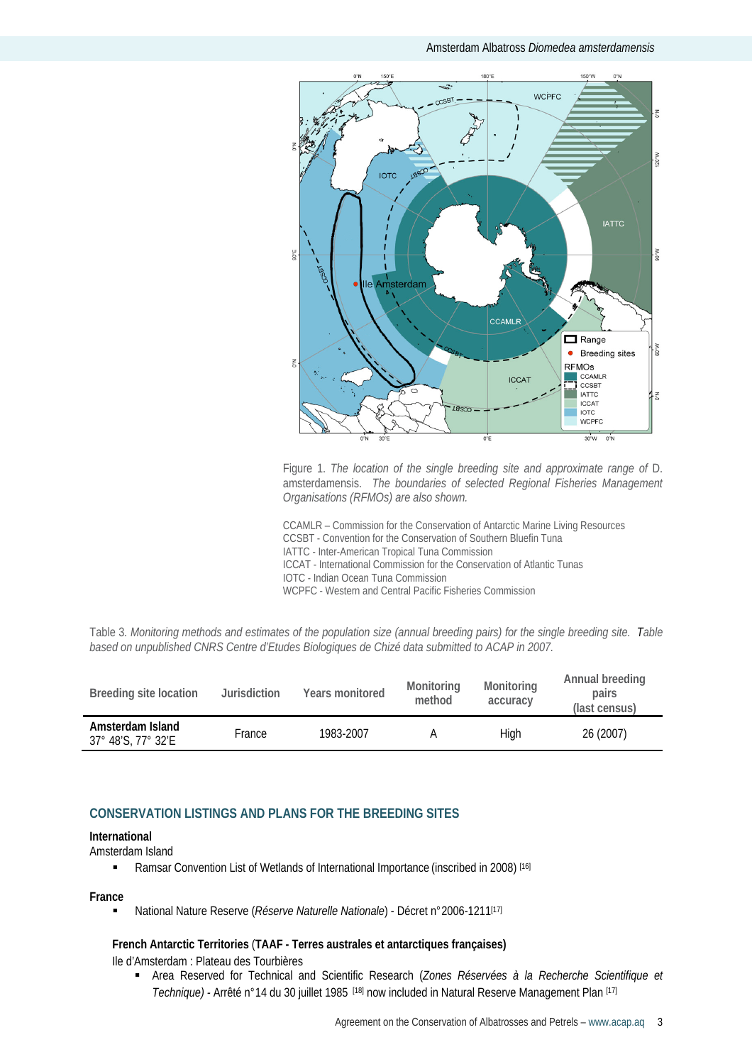Figure 1. *The location of the single breeding site and approximate range of* D. amsterdamensis. *The boundaries of selected Regional Fisheries Management Organisations (RFMOs) are also shown.*

CCAMLR – Commission for the Conservation of Antarctic Marine Living Resources
CCSBT - Convention for the Conservation of Southern Bluefin Tuna
IATTC - Inter-American Tropical Tuna Commission
ICCAT - International Commission for the Conservation of Atlantic Tunas
IOTC - Indian Ocean Tuna Commission
WCPFC - Western and Central Pacific Fisheries Commission

Table 3. *Monitoring methods and estimates of the population size (annual breeding pairs) for the single breeding site. Table based on unpublished CNRS Centre d'Etudes Biologiques de Chizé data submitted to ACAP in 2007.*

| Breeding site location | Jurisdiction | Years monitored | Monitoring method | Monitoring accuracy | Annual breeding pairs (last census) |
|---|---|---|---|---|---|
| **Amsterdam Island** 37° 48'S, 77° 32'E | France | 1983-2007 | A | High | 26 (2007) |

## CONSERVATION LISTINGS AND PLANS FOR THE BREEDING SITES

**International**

Amsterdam Island

- Ramsar Convention List of Wetlands of International Importance (inscribed in 2008) [16]

**France**

- National Nature Reserve (*Réserve Naturelle Nationale*) - Décret n°2006-1211[17]

**French Antarctic Territories** (**TAAF - Terres australes et antarctiques françaises)**

Ile d'Amsterdam : Plateau des Tourbières

- Area Reserved for Technical and Scientific Research (*Zones Réservées à la Recherche Scientifique et Technique)* - Arrêté n°14 du 30 juillet 1985 [18] now included in Natural Reserve Management Plan [17]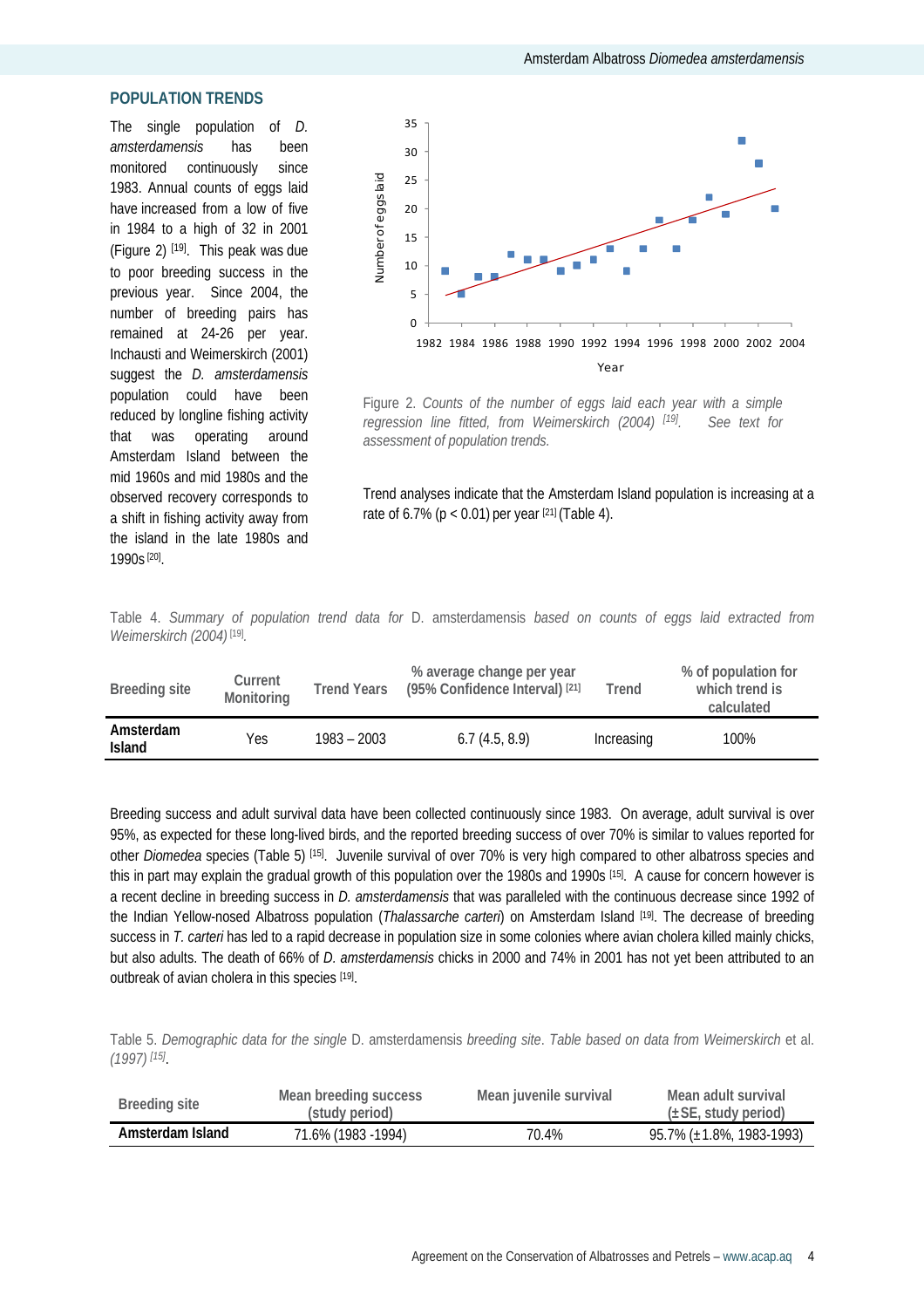## POPULATION TRENDS

The single population of *D. amsterdamensis* has been monitored continuously since 1983. Annual counts of eggs laid have increased from a low of five in 1984 to a high of 32 in 2001 (Figure 2) [19]. This peak was due to poor breeding success in the previous year. Since 2004, the number of breeding pairs has remained at 24-26 per year. Inchausti and Weimerskirch (2001) suggest the *D. amsterdamensis* population could have been reduced by longline fishing activity that was operating around Amsterdam Island between the mid 1960s and mid 1980s and the observed recovery corresponds to a shift in fishing activity away from the island in the late 1980s and 1990s [20].

Figure 2. *Counts of the number of eggs laid each year with a simple regression line fitted, from Weimerskirch (2004)* [19]. *See text for assessment of population trends.*

Trend analyses indicate that the Amsterdam Island population is increasing at a rate of 6.7% ($p < 0.01$) per year [21] (Table 4).

Table 4. *Summary of population trend data for* D. amsterdamensis *based on counts of eggs laid extracted from Weimerskirch (2004)* [19].

| Breeding site | Current Monitoring | Trend Years | % average change per year (95% Confidence Interval) [21] | Trend | % of population for which trend is calculated |
|---|---|---|---|---|---|
| **Amsterdam Island** | Yes | 1983 – 2003 | 6.7 (4.5, 8.9) | Increasing | 100% |

Breeding success and adult survival data have been collected continuously since 1983. On average, adult survival is over 95%, as expected for these long-lived birds, and the reported breeding success of over 70% is similar to values reported for other *Diomedea* species (Table 5) [15]. Juvenile survival of over 70% is very high compared to other albatross species and this in part may explain the gradual growth of this population over the 1980s and 1990s [15]. A cause for concern however is a recent decline in breeding success in *D. amsterdamensis* that was paralleled with the continuous decrease since 1992 of the Indian Yellow-nosed Albatross population (*Thalassarche carteri*) on Amsterdam Island [19]. The decrease of breeding success in *T. carteri* has led to a rapid decrease in population size in some colonies where avian cholera killed mainly chicks, but also adults. The death of 66% of *D. amsterdamensis* chicks in 2000 and 74% in 2001 has not yet been attributed to an outbreak of avian cholera in this species [19].

Table 5. *Demographic data for the single* D. amsterdamensis *breeding site. Table based on data from Weimerskirch* et al. *(1997)* [15].

| Breeding site | Mean breeding success (study period) | Mean juvenile survival | Mean adult survival (±SE, study period) |
|---|---|---|---|
| **Amsterdam Island** | 71.6% (1983 -1994) | 70.4% | 95.7% (±1.8%, 1983-1993) |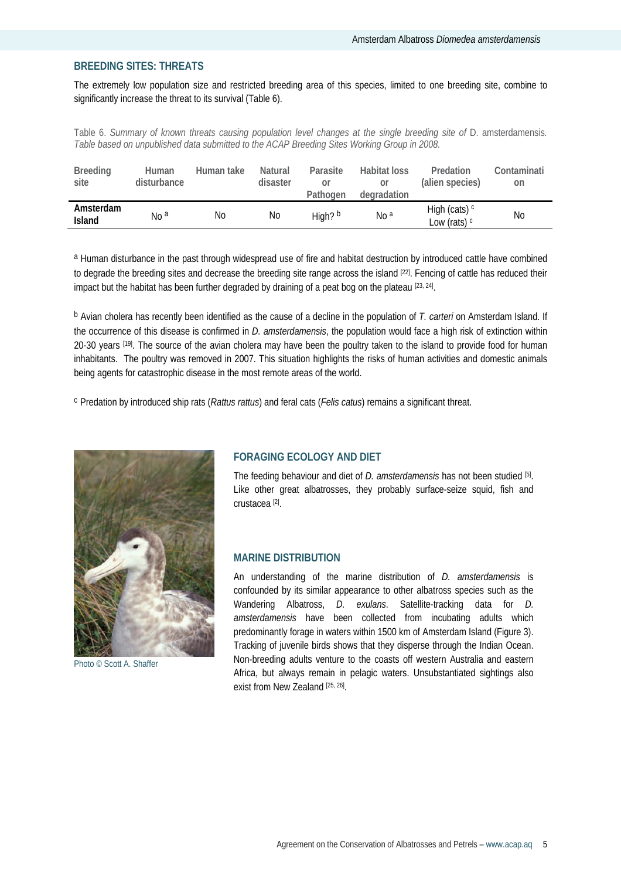## BREEDING SITES: THREATS

The extremely low population size and restricted breeding area of this species, limited to one breeding site, combine to significantly increase the threat to its survival (Table 6).

Table 6. *Summary of known threats causing population level changes at the single breeding site of* D. amsterdamensis*. Table based on unpublished data submitted to the ACAP Breeding Sites Working Group in 2008.*

| Breeding site | Human disturbance | Human take | Natural disaster | Parasite or Pathogen | Habitat loss or degradation | Predation (alien species) | Contamination |
|---|---|---|---|---|---|---|---|
| **Amsterdam Island** | No [a] | No | No | High? [b] | No [a] | High (cats) [c] Low (rats) [c] | No |

[a] Human disturbance in the past through widespread use of fire and habitat destruction by introduced cattle have combined to degrade the breeding sites and decrease the breeding site range across the island [22]. Fencing of cattle has reduced their impact but the habitat has been further degraded by draining of a peat bog on the plateau [23, 24].

[b] Avian cholera has recently been identified as the cause of a decline in the population of *T. carteri* on Amsterdam Island. If the occurrence of this disease is confirmed in *D. amsterdamensis*, the population would face a high risk of extinction within 20-30 years [19]. The source of the avian cholera may have been the poultry taken to the island to provide food for human inhabitants. The poultry was removed in 2007. This situation highlights the risks of human activities and domestic animals being agents for catastrophic disease in the most remote areas of the world.

[c] Predation by introduced ship rats (*Rattus rattus*) and feral cats (*Felis catus*) remains a significant threat.

Photo © Scott A. Shaffer

## FORAGING ECOLOGY AND DIET

The feeding behaviour and diet of *D. amsterdamensis* has not been studied [5]. Like other great albatrosses, they probably surface-seize squid, fish and crustacea [2].

## MARINE DISTRIBUTION

An understanding of the marine distribution of *D. amsterdamensis* is confounded by its similar appearance to other albatross species such as the Wandering Albatross, *D. exulans*. Satellite-tracking data for *D. amsterdamensis* have been collected from incubating adults which predominantly forage in waters within 1500 km of Amsterdam Island (Figure 3). Tracking of juvenile birds shows that they disperse through the Indian Ocean. Non-breeding adults venture to the coasts off western Australia and eastern Africa, but always remain in pelagic waters. Unsubstantiated sightings also exist from New Zealand [25, 26].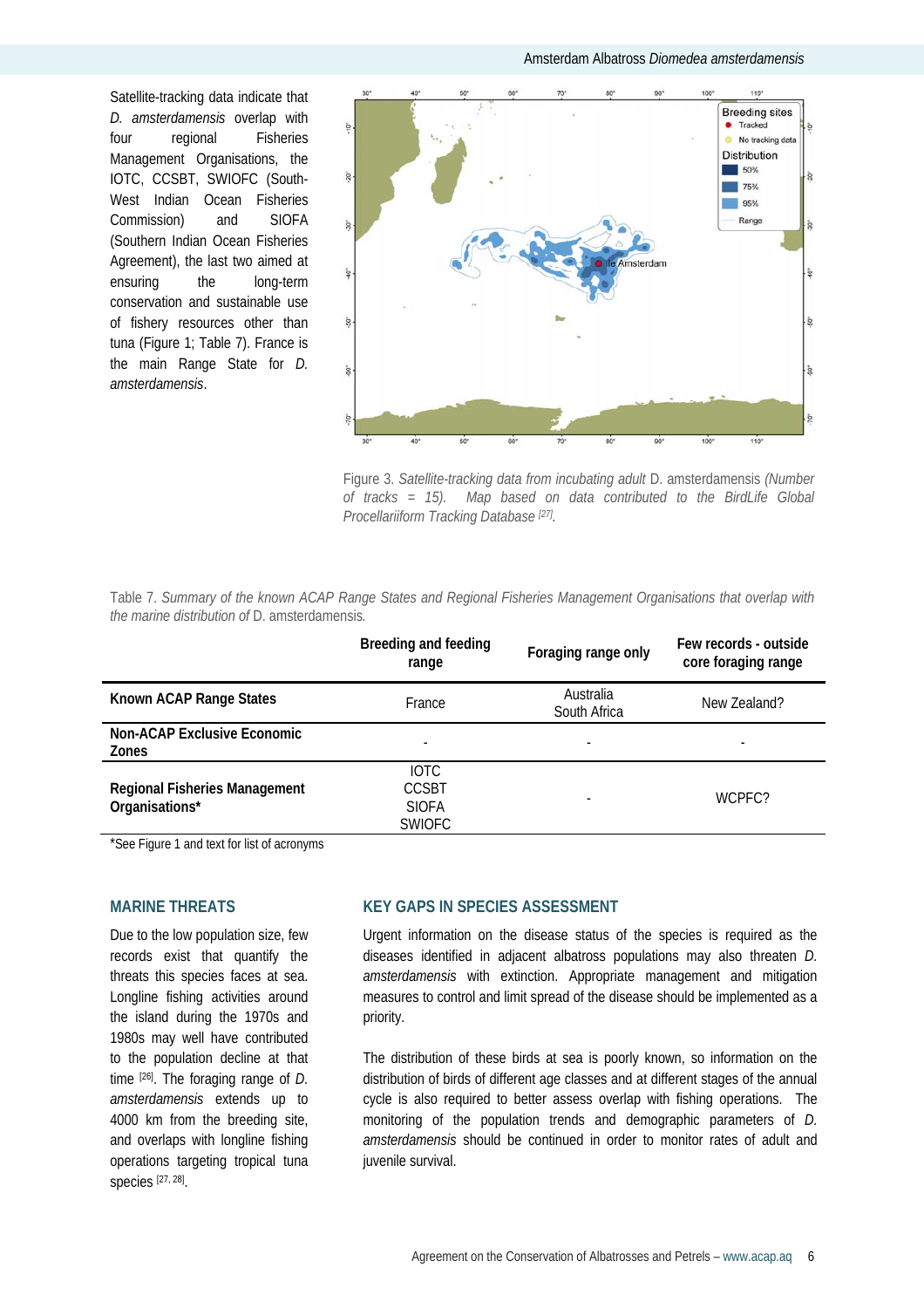Satellite-tracking data indicate that *D. amsterdamensis* overlap with four regional Fisheries Management Organisations, the IOTC, CCSBT, SWIOFC (South-West Indian Ocean Fisheries Commission) and SIOFA (Southern Indian Ocean Fisheries Agreement), the last two aimed at ensuring the long-term conservation and sustainable use of fishery resources other than tuna (Figure 1; Table 7). France is the main Range State for *D. amsterdamensis*.

Figure 3. *Satellite-tracking data from incubating adult* D. amsterdamensis *(Number of tracks = 15). Map based on data contributed to the BirdLife Global Procellariiform Tracking Database* [27].

Table 7. *Summary of the known ACAP Range States and Regional Fisheries Management Organisations that overlap with the marine distribution of* D. amsterdamensis.

| | Breeding and feeding range | Foraging range only | Few records - outside core foraging range |
|---|---|---|---|
| **Known ACAP Range States** | France | Australia<br>South Africa | New Zealand? |
| **Non-ACAP Exclusive Economic Zones** | - | - | - |
| **Regional Fisheries Management Organisations*** | IOTC<br>CCSBT<br>SIOFA<br>SWIOFC | - | WCPFC? |

*See Figure 1 and text for list of acronyms

## MARINE THREATS

Due to the low population size, few records exist that quantify the threats this species faces at sea. Longline fishing activities around the island during the 1970s and 1980s may well have contributed to the population decline at that time [26]. The foraging range of *D. amsterdamensis* extends up to 4000 km from the breeding site, and overlaps with longline fishing operations targeting tropical tuna species [27, 28].

## KEY GAPS IN SPECIES ASSESSMENT

Urgent information on the disease status of the species is required as the diseases identified in adjacent albatross populations may also threaten *D. amsterdamensis* with extinction. Appropriate management and mitigation measures to control and limit spread of the disease should be implemented as a priority.

The distribution of these birds at sea is poorly known, so information on the distribution of birds of different age classes and at different stages of the annual cycle is also required to better assess overlap with fishing operations. The monitoring of the population trends and demographic parameters of *D. amsterdamensis* should be continued in order to monitor rates of adult and juvenile survival.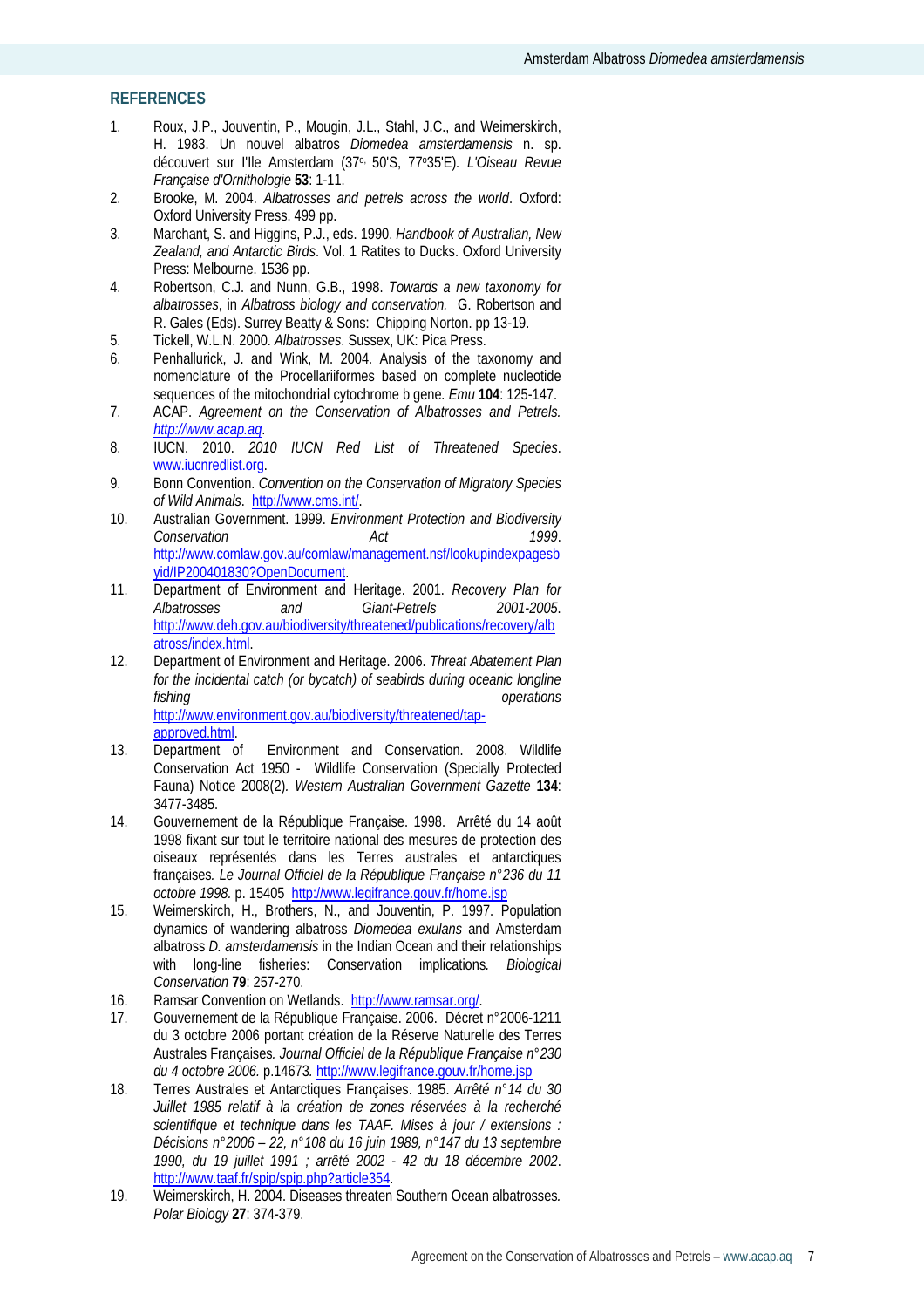## REFERENCES

1. Roux, J.P., Jouventin, P., Mougin, J.L., Stahl, J.C., and Weimerskirch, H. 1983. Un nouvel albatros *Diomedea amsterdamensis* n. sp. découvert sur l'Ile Amsterdam (37°. 50'S, 77°35'E). *L'Oiseau Revue Française d'Ornithologie* **53**: 1-11.
2. Brooke, M. 2004. *Albatrosses and petrels across the world*. Oxford: Oxford University Press. 499 pp.
3. Marchant, S. and Higgins, P.J., eds. 1990. *Handbook of Australian, New Zealand, and Antarctic Birds*. Vol. 1 Ratites to Ducks. Oxford University Press: Melbourne. 1536 pp.
4. Robertson, C.J. and Nunn, G.B., 1998. *Towards a new taxonomy for albatrosses*, in *Albatross biology and conservation.* G. Robertson and R. Gales (Eds). Surrey Beatty & Sons: Chipping Norton. pp 13-19.
5. Tickell, W.L.N. 2000. *Albatrosses*. Sussex, UK: Pica Press.
6. Penhallurick, J. and Wink, M. 2004. Analysis of the taxonomy and nomenclature of the Procellariiformes based on complete nucleotide sequences of the mitochondrial cytochrome b gene. *Emu* **104**: 125-147.
7. ACAP. *Agreement on the Conservation of Albatrosses and Petrels.* *http://www.acap.aq*.
8. IUCN. 2010. *2010 IUCN Red List of Threatened Species*. www.iucnredlist.org.
9. Bonn Convention. *Convention on the Conservation of Migratory Species of Wild Animals*. http://www.cms.int/.
10. Australian Government. 1999. *Environment Protection and Biodiversity Conservation Act 1999*. http://www.comlaw.gov.au/comlaw/management.nsf/lookupindexpagesbyid/IP200401830?OpenDocument.
11. Department of Environment and Heritage. 2001. *Recovery Plan for Albatrosses and Giant-Petrels 2001-2005*. http://www.deh.gov.au/biodiversity/threatened/publications/recovery/albatross/index.html.
12. Department of Environment and Heritage. 2006. *Threat Abatement Plan for the incidental catch (or bycatch) of seabirds during oceanic longline fishing operations* http://www.environment.gov.au/biodiversity/threatened/tap-approved.html.
13. Department of Environment and Conservation. 2008. Wildlife Conservation Act 1950 - Wildlife Conservation (Specially Protected Fauna) Notice 2008(2). *Western Australian Government Gazette* **134**: 3477-3485.
14. Gouvernement de la République Française. 1998. Arrêté du 14 août 1998 fixant sur tout le territoire national des mesures de protection des oiseaux représentés dans les Terres australes et antarctiques françaises*. Le Journal Officiel de la République Française n°236 du 11 octobre 1998.* p. 15405 http://www.legifrance.gouv.fr/home.jsp
15. Weimerskirch, H., Brothers, N., and Jouventin, P. 1997. Population dynamics of wandering albatross *Diomedea exulans* and Amsterdam albatross *D. amsterdamensis* in the Indian Ocean and their relationships with long-line fisheries: Conservation implications*. Biological Conservation* **79**: 257-270.
16. Ramsar Convention on Wetlands. http://www.ramsar.org/.
17. Gouvernement de la République Française. 2006. Décret n°2006-1211 du 3 octobre 2006 portant création de la Réserve Naturelle des Terres Australes Françaises*. Journal Officiel de la République Française n°230 du 4 octobre 2006.* p.14673*.* http://www.legifrance.gouv.fr/home.jsp
18. Terres Australes et Antarctiques Françaises. 1985. *Arrêté n°14 du 30 Juillet 1985 relatif à la création de zones réservées à la recherché scientifique et technique dans les TAAF. Mises à jour / extensions : Décisions n°2006 – 22, n°108 du 16 juin 1989, n°147 du 13 septembre 1990, du 19 juillet 1991 ; arrêté 2002 - 42 du 18 décembre 2002*. http://www.taaf.fr/spip/spip.php?article354.
19. Weimerskirch, H. 2004. Diseases threaten Southern Ocean albatrosses*. Polar Biology* **27**: 374-379.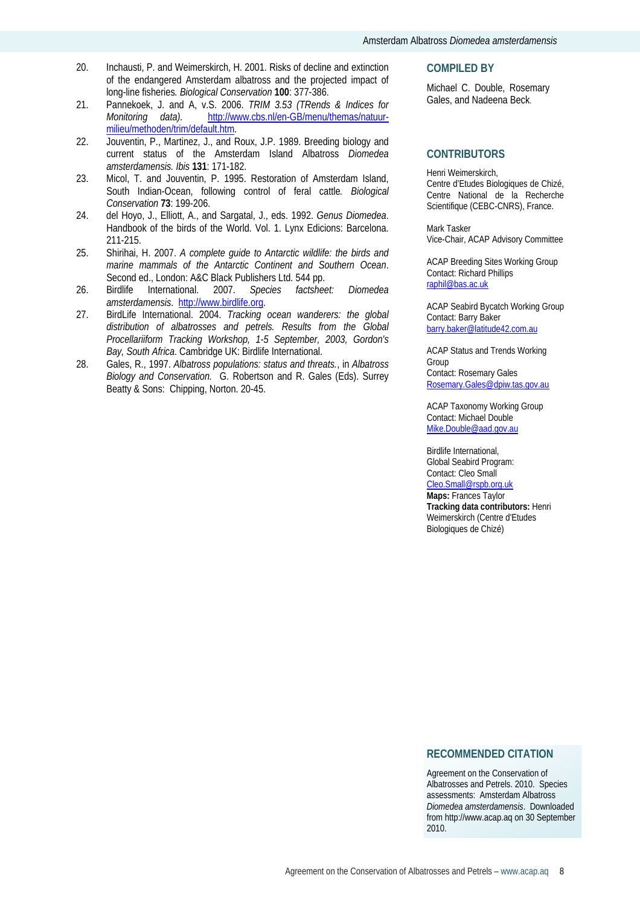20. Inchausti, P. and Weimerskirch, H. 2001. Risks of decline and extinction of the endangered Amsterdam albatross and the projected impact of long-line fisheries*. Biological Conservation* **100**: 377-386.
21. Pannekoek, J. and A, v.S. 2006. *TRIM 3.53 (TRends & Indices for Monitoring data).* http://www.cbs.nl/en-GB/menu/themas/natuur-milieu/methoden/trim/default.htm.
22. Jouventin, P., Martinez, J., and Roux, J.P. 1989. Breeding biology and current status of the Amsterdam Island Albatross *Diomedea amsterdamensis. Ibis* **131**: 171-182.
23. Micol, T. and Jouventin, P. 1995. Restoration of Amsterdam Island, South Indian-Ocean, following control of feral cattle*. Biological Conservation* **73**: 199-206.
24. del Hoyo, J., Elliott, A., and Sargatal, J., eds. 1992. *Genus Diomedea*. Handbook of the birds of the World. Vol. 1. Lynx Edicions: Barcelona. 211-215.
25. Shirihai, H. 2007. *A complete guide to Antarctic wildlife: the birds and marine mammals of the Antarctic Continent and Southern Ocean*. Second ed., London: A&C Black Publishers Ltd. 544 pp.
26. Birdlife International. 2007. *Species factsheet: Diomedea amsterdamensis*. http://www.birdlife.org.
27. BirdLife International. 2004. *Tracking ocean wanderers: the global distribution of albatrosses and petrels. Results from the Global Procellariiform Tracking Workshop, 1-5 September, 2003, Gordon's Bay, South Africa*. Cambridge UK: Birdlife International.
28. Gales, R., 1997. *Albatross populations: status and threats.*, in *Albatross Biology and Conservation.* G. Robertson and R. Gales (Eds). Surrey Beatty & Sons: Chipping, Norton. 20-45.

## COMPILED BY

Michael C. Double, Rosemary Gales, and Nadeena Beck.

## CONTRIBUTORS

Henri Weimerskirch,
Centre d'Etudes Biologiques de Chizé, Centre National de la Recherche Scientifique (CEBC-CNRS), France.

Mark Tasker
Vice-Chair, ACAP Advisory Committee

ACAP Breeding Sites Working Group
Contact: Richard Phillips
raphil@bas.ac.uk

ACAP Seabird Bycatch Working Group
Contact: Barry Baker
barry.baker@latitude42.com.au

ACAP Status and Trends Working Group
Contact: Rosemary Gales
Rosemary.Gales@dpiw.tas.gov.au

ACAP Taxonomy Working Group
Contact: Michael Double
Mike.Double@aad.gov.au

Birdlife International,
Global Seabird Program:
Contact: Cleo Small
Cleo.Small@rspb.org.uk
**Maps:** Frances Taylor
**Tracking data contributors:** Henri Weimerskirch (Centre d'Etudes Biologiques de Chizé)

## RECOMMENDED CITATION

Agreement on the Conservation of Albatrosses and Petrels. 2010. Species assessments: Amsterdam Albatross *Diomedea amsterdamensis*. Downloaded from http://www.acap.aq on 30 September 2010.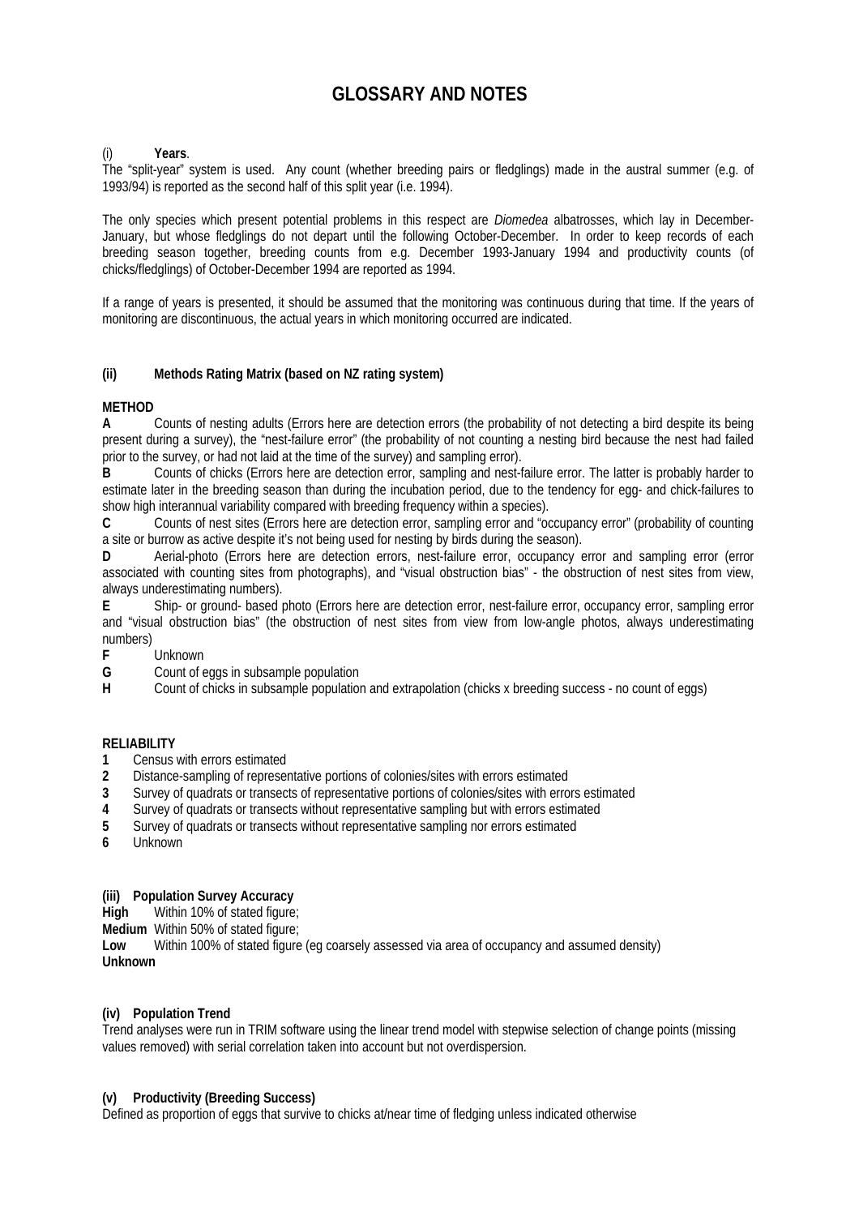# GLOSSARY AND NOTES

(i) **Years**.
The "split-year" system is used. Any count (whether breeding pairs or fledglings) made in the austral summer (e.g. of 1993/94) is reported as the second half of this split year (i.e. 1994).

The only species which present potential problems in this respect are *Diomedea* albatrosses, which lay in December-January, but whose fledglings do not depart until the following October-December. In order to keep records of each breeding season together, breeding counts from e.g. December 1993-January 1994 and productivity counts (of chicks/fledglings) of October-December 1994 are reported as 1994.

If a range of years is presented, it should be assumed that the monitoring was continuous during that time. If the years of monitoring are discontinuous, the actual years in which monitoring occurred are indicated.

**(ii) Methods Rating Matrix (based on NZ rating system)**

**METHOD**

**A** Counts of nesting adults (Errors here are detection errors (the probability of not detecting a bird despite its being present during a survey), the "nest-failure error" (the probability of not counting a nesting bird because the nest had failed prior to the survey, or had not laid at the time of the survey) and sampling error).

**B** Counts of chicks (Errors here are detection error, sampling and nest-failure error. The latter is probably harder to estimate later in the breeding season than during the incubation period, due to the tendency for egg- and chick-failures to show high interannual variability compared with breeding frequency within a species).

**C** Counts of nest sites (Errors here are detection error, sampling error and "occupancy error" (probability of counting a site or burrow as active despite it's not being used for nesting by birds during the season).

**D** Aerial-photo (Errors here are detection errors, nest-failure error, occupancy error and sampling error (error associated with counting sites from photographs), and "visual obstruction bias" - the obstruction of nest sites from view, always underestimating numbers).

**E** Ship- or ground- based photo (Errors here are detection error, nest-failure error, occupancy error, sampling error and "visual obstruction bias" (the obstruction of nest sites from view from low-angle photos, always underestimating numbers)

**F** Unknown

**G** Count of eggs in subsample population

**H** Count of chicks in subsample population and extrapolation (chicks x breeding success - no count of eggs)

**RELIABILITY**

**1** Census with errors estimated

**2** Distance-sampling of representative portions of colonies/sites with errors estimated

**3** Survey of quadrats or transects of representative portions of colonies/sites with errors estimated

**4** Survey of quadrats or transects without representative sampling but with errors estimated

**5** Survey of quadrats or transects without representative sampling nor errors estimated

**6** Unknown

**(iii) Population Survey Accuracy**

**High** Within 10% of stated figure;

**Medium** Within 50% of stated figure;

**Low** Within 100% of stated figure (eg coarsely assessed via area of occupancy and assumed density)

**Unknown**

**(iv) Population Trend**

Trend analyses were run in TRIM software using the linear trend model with stepwise selection of change points (missing values removed) with serial correlation taken into account but not overdispersion.

**(v) Productivity (Breeding Success)**

Defined as proportion of eggs that survive to chicks at/near time of fledging unless indicated otherwise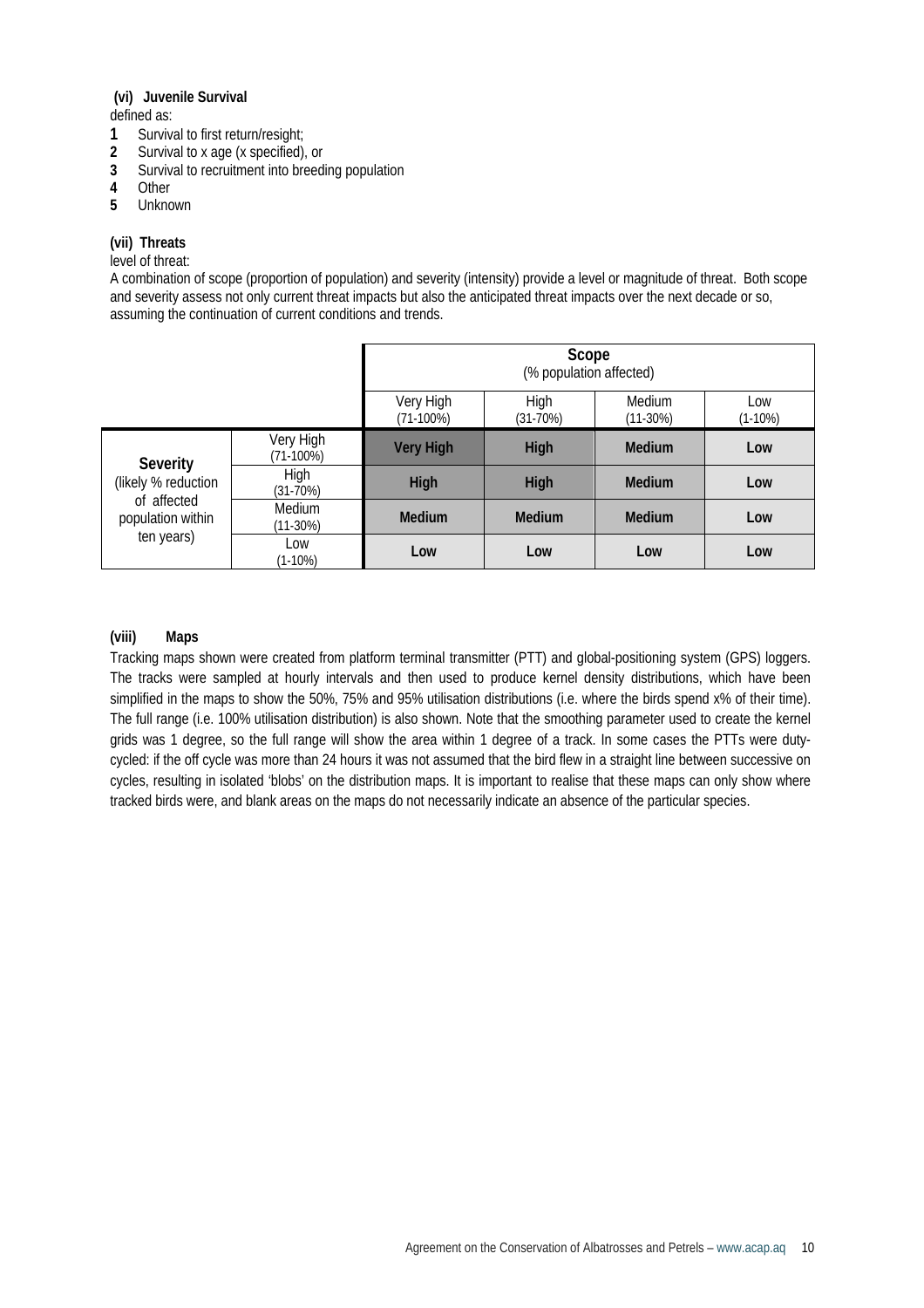**(vi) Juvenile Survival**

defined as:

**1** Survival to first return/resight;
**2** Survival to x age (x specified), or
**3** Survival to recruitment into breeding population
**4** Other
**5** Unknown

**(vii) Threats**

level of threat:

A combination of scope (proportion of population) and severity (intensity) provide a level or magnitude of threat. Both scope and severity assess not only current threat impacts but also the anticipated threat impacts over the next decade or so, assuming the continuation of current conditions and trends.

| | | **Scope** (% population affected) | | | |
|---|---|---|---|---|---|
| | | Very High (71-100%) | High (31-70%) | Medium (11-30%) | Low (1-10%) |
| **Severity** (likely % reduction of affected population within ten years) | Very High (71-100%) | **Very High** | **High** | **Medium** | **Low** |
| | High (31-70%) | **High** | **High** | **Medium** | **Low** |
| | Medium (11-30%) | **Medium** | **Medium** | **Medium** | **Low** |
| | Low (1-10%) | **Low** | **Low** | **Low** | **Low** |

**(viii) Maps**

Tracking maps shown were created from platform terminal transmitter (PTT) and global-positioning system (GPS) loggers. The tracks were sampled at hourly intervals and then used to produce kernel density distributions, which have been simplified in the maps to show the 50%, 75% and 95% utilisation distributions (i.e. where the birds spend x% of their time). The full range (i.e. 100% utilisation distribution) is also shown. Note that the smoothing parameter used to create the kernel grids was 1 degree, so the full range will show the area within 1 degree of a track. In some cases the PTTs were duty-cycled: if the off cycle was more than 24 hours it was not assumed that the bird flew in a straight line between successive on cycles, resulting in isolated 'blobs' on the distribution maps. It is important to realise that these maps can only show where tracked birds were, and blank areas on the maps do not necessarily indicate an absence of the particular species.